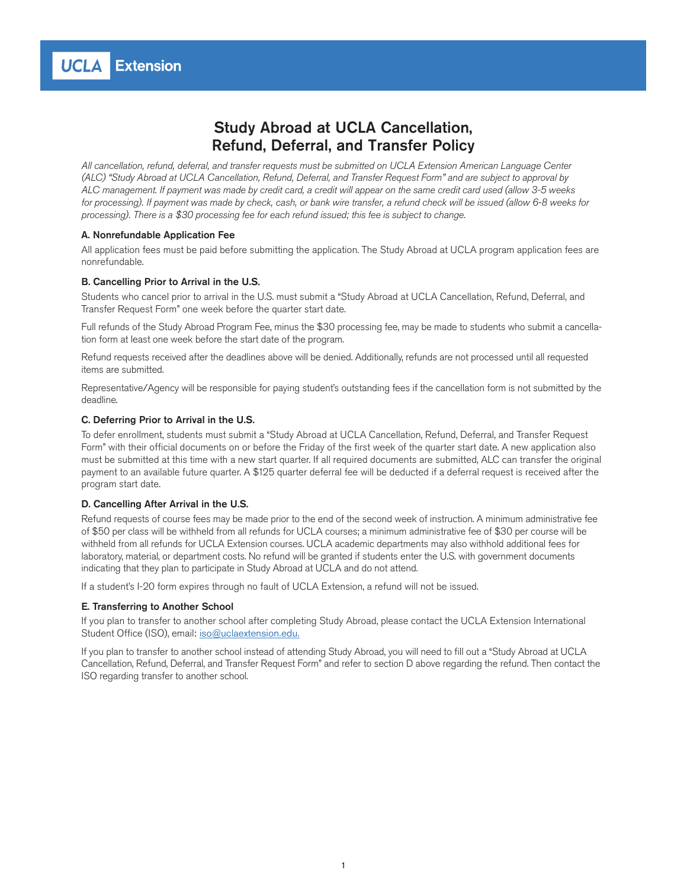UCLA Extension

# Study Abroad at UCLA Cancellation, Refund, Deferral, and Transfer Policy

*All cancellation, refund, deferral, and transfer requests must be submitted on UCLA Extension American Language Center (ALC) "Study Abroad at UCLA Cancellation, Refund, Deferral, and Transfer Request Form" and are subject to approval by ALC management. If payment was made by credit card, a credit will appear on the same credit card used (allow 3-5 weeks for processing). If payment was made by check, cash, or bank wire transfer, a refund check will be issued (allow 6-8 weeks for processing). There is a $30 processing fee for each refund issued; this fee is subject to change.*

### A. Nonrefundable Application Fee

All application fees must be paid before submitting the application. The Study Abroad at UCLA program application fees are nonrefundable.

### B. Cancelling Prior to Arrival in the U.S.

Students who cancel prior to arrival in the U.S. must submit a "Study Abroad at UCLA Cancellation, Refund, Deferral, and Transfer Request Form" one week before the quarter start date.

Full refunds of the Study Abroad Program Fee, minus the $30 processing fee, may be made to students who submit a cancellation form at least one week before the start date of the program.

Refund requests received after the deadlines above will be denied. Additionally, refunds are not processed until all requested items are submitted.

Representative/Agency will be responsible for paying student's outstanding fees if the cancellation form is not submitted by the deadline.

### C. Deferring Prior to Arrival in the U.S.

To defer enrollment, students must submit a "Study Abroad at UCLA Cancellation, Refund, Deferral, and Transfer Request Form" with their official documents on or before the Friday of the first week of the quarter start date. A new application also must be submitted at this time with a new start quarter. If all required documents are submitted, ALC can transfer the original payment to an available future quarter. A $125 quarter deferral fee will be deducted if a deferral request is received after the program start date.

### D. Cancelling After Arrival in the U.S.

Refund requests of course fees may be made prior to the end of the second week of instruction. A minimum administrative fee of $50 per class will be withheld from all refunds for UCLA courses; a minimum administrative fee of $30 per course will be withheld from all refunds for UCLA Extension courses. UCLA academic departments may also withhold additional fees for laboratory, material, or department costs. No refund will be granted if students enter the U.S. with government documents indicating that they plan to participate in Study Abroad at UCLA and do not attend.

If a student's I-20 form expires through no fault of UCLA Extension, a refund will not be issued.

### E. Transferring to Another School

If you plan to transfer to another school after completing Study Abroad, please contact the UCLA Extension International Student Office (ISO), email: iso@uclaextension.edu.

If you plan to transfer to another school instead of attending Study Abroad, you will need to fill out a "Study Abroad at UCLA Cancellation, Refund, Deferral, and Transfer Request Form" and refer to section D above regarding the refund. Then contact the ISO regarding transfer to another school.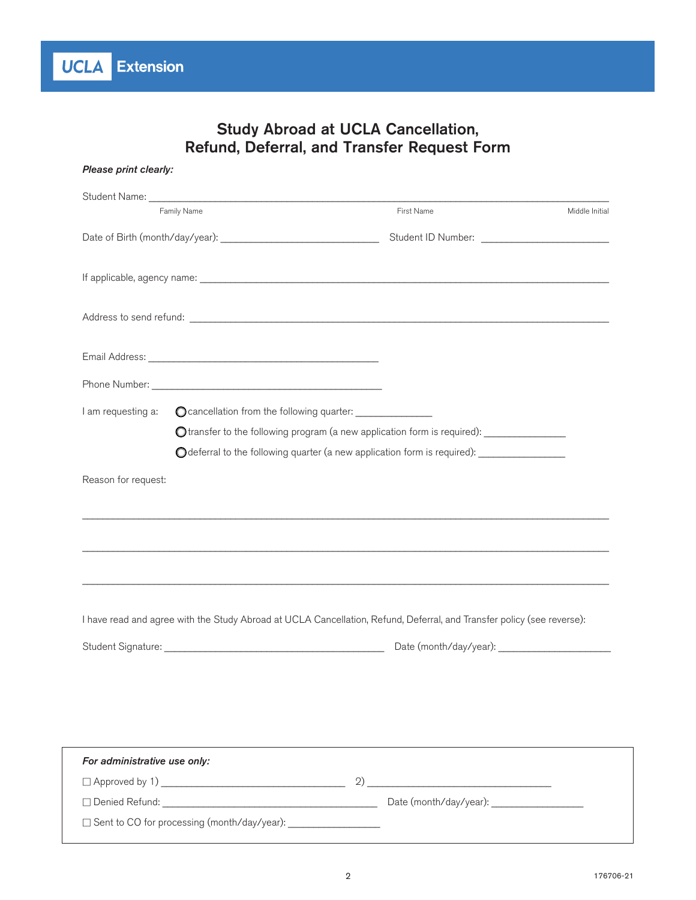**UCLA Extension**

# Study Abroad at UCLA Cancellation, Refund, Deferral, and Transfer Request Form

***Please print clearly:***

Student Name: ______________________________________________________________
Family Name First Name Middle Initial

Date of Birth (month/day/year): ____________________ Student ID Number: ____________________

If applicable, agency name: ______________________________________________________________

Address to send refund: ______________________________________________________________

Email Address: ______________________________

Phone Number: ______________________________

I am requesting a:

- ◯ cancellation from the following quarter: ______________
- ◯ transfer to the following program (a new application form is required): ______________
- ◯ deferral to the following quarter (a new application form is required): ______________

Reason for request:

______________________________________________________________

______________________________________________________________

______________________________________________________________

I have read and agree with the Study Abroad at UCLA Cancellation, Refund, Deferral, and Transfer policy (see reverse):

Student Signature: ______________________________ Date (month/day/year): ____________________

***For administrative use only:***

☐ Approved by 1) ______________________ 2) ______________________

☐ Denied Refund: ______________________ Date (month/day/year): ______________

☐ Sent to CO for processing (month/day/year): ______________

176706-21